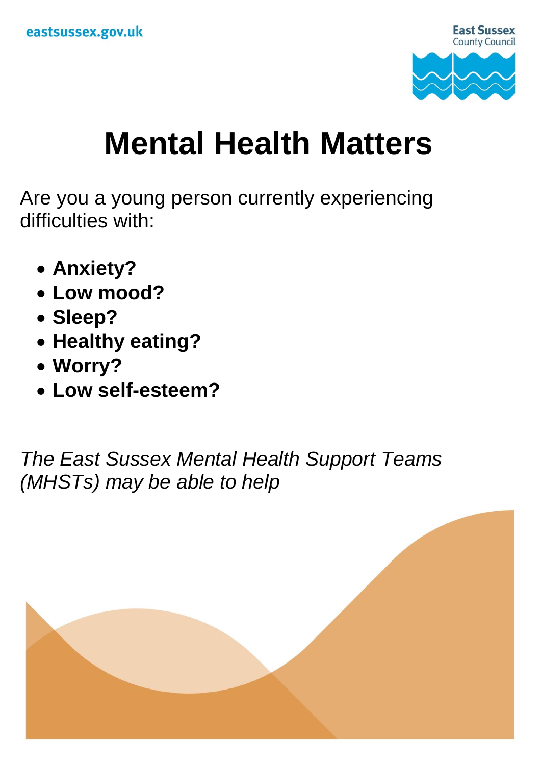eastsussex.gov.uk

East Sussex County Council

# Mental Health Matters

Are you a young person currently experiencing difficulties with:

- **Anxiety?**
- **Low mood?**
- **Sleep?**
- **Healthy eating?**
- **Worry?**
- **Low self-esteem?**

*The East Sussex Mental Health Support Teams (MHSTs) may be able to help*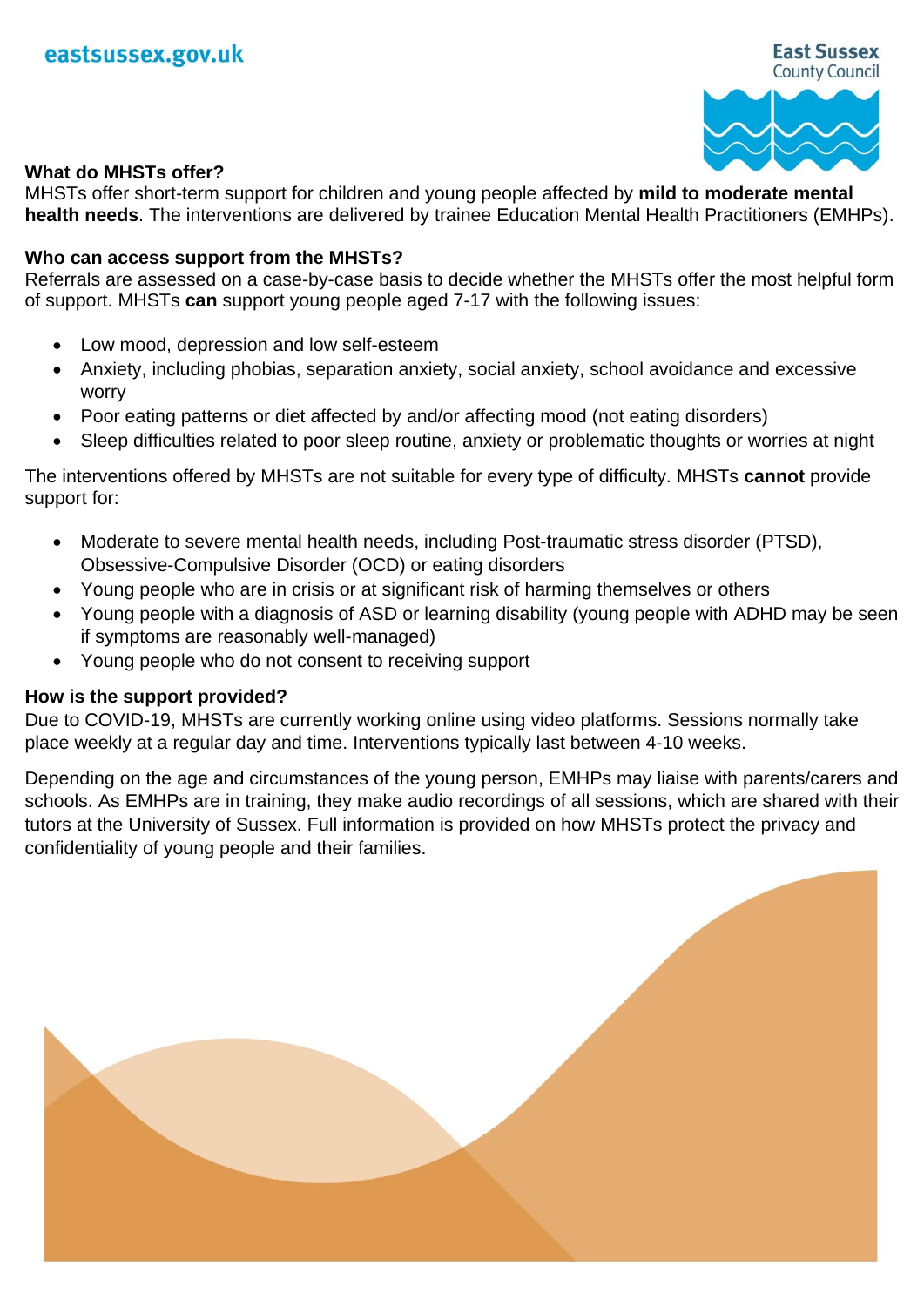### What do MHSTs offer?

MHSTs offer short-term support for children and young people affected by **mild to moderate mental health needs**. The interventions are delivered by trainee Education Mental Health Practitioners (EMHPs).

### Who can access support from the MHSTs?

Referrals are assessed on a case-by-case basis to decide whether the MHSTs offer the most helpful form of support. MHSTs **can** support young people aged 7-17 with the following issues:

- Low mood, depression and low self-esteem
- Anxiety, including phobias, separation anxiety, social anxiety, school avoidance and excessive worry
- Poor eating patterns or diet affected by and/or affecting mood (not eating disorders)
- Sleep difficulties related to poor sleep routine, anxiety or problematic thoughts or worries at night

The interventions offered by MHSTs are not suitable for every type of difficulty. MHSTs **cannot** provide support for:

- Moderate to severe mental health needs, including Post-traumatic stress disorder (PTSD), Obsessive-Compulsive Disorder (OCD) or eating disorders
- Young people who are in crisis or at significant risk of harming themselves or others
- Young people with a diagnosis of ASD or learning disability (young people with ADHD may be seen if symptoms are reasonably well-managed)
- Young people who do not consent to receiving support

### How is the support provided?

Due to COVID-19, MHSTs are currently working online using video platforms. Sessions normally take place weekly at a regular day and time. Interventions typically last between 4-10 weeks.

Depending on the age and circumstances of the young person, EMHPs may liaise with parents/carers and schools. As EMHPs are in training, they make audio recordings of all sessions, which are shared with their tutors at the University of Sussex. Full information is provided on how MHSTs protect the privacy and confidentiality of young people and their families.